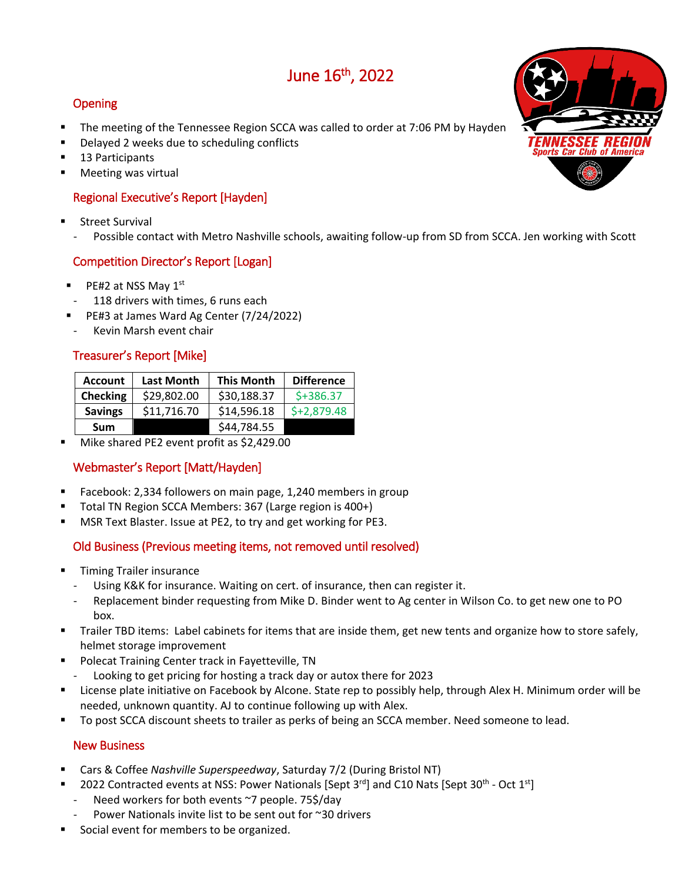# June 16th, 2022

## Opening

- The meeting of the Tennessee Region SCCA was called to order at 7:06 PM by Hayden
- Delayed 2 weeks due to scheduling conflicts
- 13 Participants
- Meeting was virtual

## Regional Executive's Report [Hayden]

- Street Survival
  - Possible contact with Metro Nashville schools, awaiting follow-up from SD from SCCA. Jen working with Scott

## Competition Director's Report [Logan]

- PE#2 at NSS May 1st
  - 118 drivers with times, 6 runs each
- PE#3 at James Ward Ag Center (7/24/2022)
  - Kevin Marsh event chair

## Treasurer's Report [Mike]

| Account | Last Month | This Month | Difference |
|---|---|---|---|
| Checking | $29,802.00 | $30,188.37 | $+386.37 |
| Savings | $11,716.70 | $14,596.18 | $+2,879.48 |
| Sum | | $44,784.55 | |

- Mike shared PE2 event profit as $2,429.00

## Webmaster's Report [Matt/Hayden]

- Facebook: 2,334 followers on main page, 1,240 members in group
- Total TN Region SCCA Members: 367 (Large region is 400+)
- MSR Text Blaster. Issue at PE2, to try and get working for PE3.

## Old Business (Previous meeting items, not removed until resolved)

- Timing Trailer insurance
  - Using K&K for insurance. Waiting on cert. of insurance, then can register it.
  - Replacement binder requesting from Mike D. Binder went to Ag center in Wilson Co. to get new one to PO box.
- Trailer TBD items: Label cabinets for items that are inside them, get new tents and organize how to store safely, helmet storage improvement
- Polecat Training Center track in Fayetteville, TN
  - Looking to get pricing for hosting a track day or autox there for 2023
- License plate initiative on Facebook by Alcone. State rep to possibly help, through Alex H. Minimum order will be needed, unknown quantity. AJ to continue following up with Alex.
- To post SCCA discount sheets to trailer as perks of being an SCCA member. Need someone to lead.

## New Business

- Cars & Coffee *Nashville Superspeedway*, Saturday 7/2 (During Bristol NT)
- 2022 Contracted events at NSS: Power Nationals [Sept 3rd] and C10 Nats [Sept 30th - Oct 1st]
  - Need workers for both events ~7 people. 75$/day
  - Power Nationals invite list to be sent out for ~30 drivers
- Social event for members to be organized.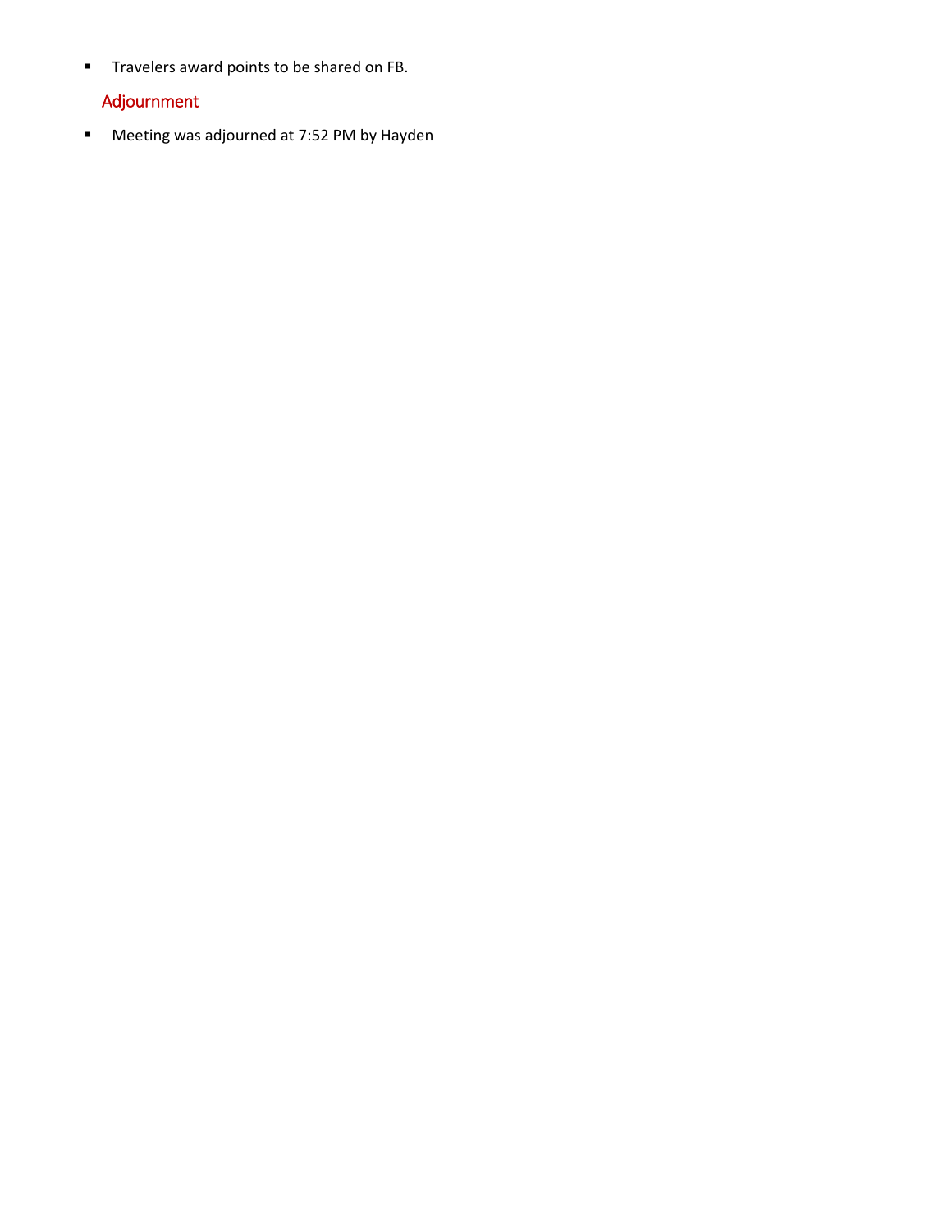- Travelers award points to be shared on FB.

## Adjournment

- Meeting was adjourned at 7:52 PM by Hayden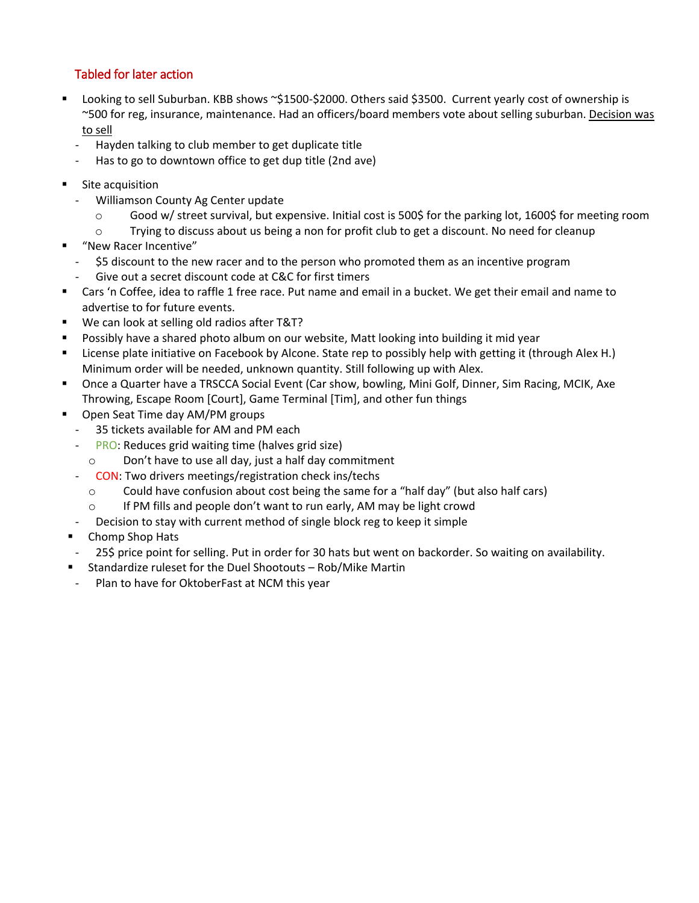## Tabled for later action

- Looking to sell Suburban. KBB shows ~$1500-$2000. Others said $3500. Current yearly cost of ownership is ~500 for reg, insurance, maintenance. Had an officers/board members vote about selling suburban. <u>Decision was to sell</u>
  - Hayden talking to club member to get duplicate title
  - Has to go to downtown office to get dup title (2nd ave)
- Site acquisition
  - Williamson County Ag Center update
    - Good w/ street survival, but expensive. Initial cost is 500$ for the parking lot, 1600$ for meeting room
    - Trying to discuss about us being a non for profit club to get a discount. No need for cleanup
- "New Racer Incentive"
  - $5 discount to the new racer and to the person who promoted them as an incentive program
  - Give out a secret discount code at C&C for first timers
- Cars 'n Coffee, idea to raffle 1 free race. Put name and email in a bucket. We get their email and name to advertise to for future events.
- We can look at selling old radios after T&T?
- Possibly have a shared photo album on our website, Matt looking into building it mid year
- License plate initiative on Facebook by Alcone. State rep to possibly help with getting it (through Alex H.) Minimum order will be needed, unknown quantity. Still following up with Alex.
- Once a Quarter have a TRSCCA Social Event (Car show, bowling, Mini Golf, Dinner, Sim Racing, MCIK, Axe Throwing, Escape Room [Court], Game Terminal [Tim], and other fun things
- Open Seat Time day AM/PM groups
  - 35 tickets available for AM and PM each
  - PRO: Reduces grid waiting time (halves grid size)
    - Don't have to use all day, just a half day commitment
  - CON: Two drivers meetings/registration check ins/techs
    - Could have confusion about cost being the same for a "half day" (but also half cars)
    - If PM fills and people don't want to run early, AM may be light crowd
  - Decision to stay with current method of single block reg to keep it simple
- Chomp Shop Hats
  - 25$ price point for selling. Put in order for 30 hats but went on backorder. So waiting on availability.
- Standardize ruleset for the Duel Shootouts – Rob/Mike Martin
  - Plan to have for OktoberFast at NCM this year